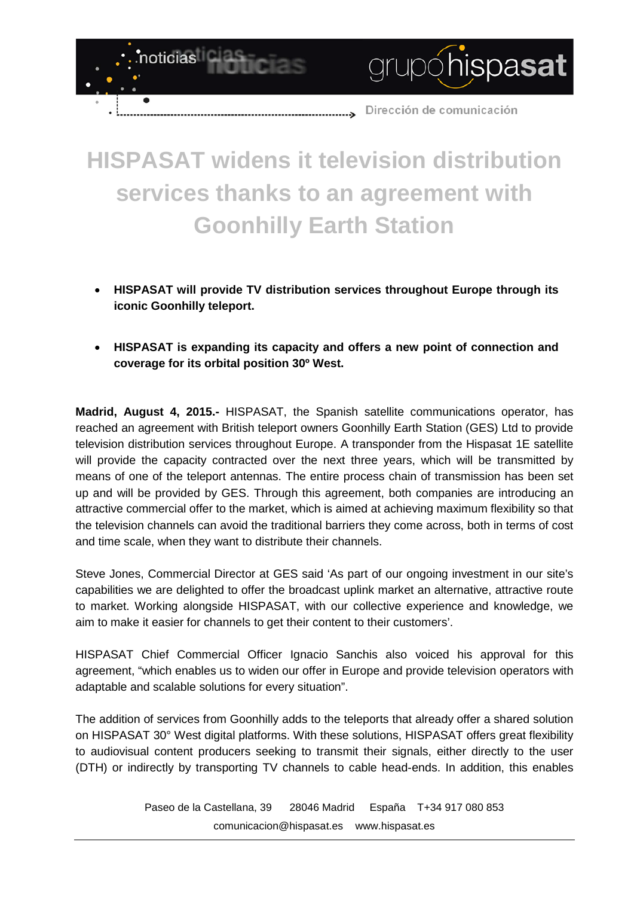# HISPASAT widens it television distribution services thanks to an agreement with Goonhilly Earth Station

- **HISPASAT will provide TV distribution services throughout Europe through its iconic Goonhilly teleport.**

- **HISPASAT is expanding its capacity and offers a new point of connection and coverage for its orbital position 30º West.**

**Madrid, August 4, 2015.-** HISPASAT, the Spanish satellite communications operator, has reached an agreement with British teleport owners Goonhilly Earth Station (GES) Ltd to provide television distribution services throughout Europe. A transponder from the Hispasat 1E satellite will provide the capacity contracted over the next three years, which will be transmitted by means of one of the teleport antennas. The entire process chain of transmission has been set up and will be provided by GES. Through this agreement, both companies are introducing an attractive commercial offer to the market, which is aimed at achieving maximum flexibility so that the television channels can avoid the traditional barriers they come across, both in terms of cost and time scale, when they want to distribute their channels.

Steve Jones, Commercial Director at GES said 'As part of our ongoing investment in our site's capabilities we are delighted to offer the broadcast uplink market an alternative, attractive route to market. Working alongside HISPASAT, with our collective experience and knowledge, we aim to make it easier for channels to get their content to their customers'.

HISPASAT Chief Commercial Officer Ignacio Sanchis also voiced his approval for this agreement, "which enables us to widen our offer in Europe and provide television operators with adaptable and scalable solutions for every situation".

The addition of services from Goonhilly adds to the teleports that already offer a shared solution on HISPASAT 30° West digital platforms. With these solutions, HISPASAT offers great flexibility to audiovisual content producers seeking to transmit their signals, either directly to the user (DTH) or indirectly by transporting TV channels to cable head-ends. In addition, this enables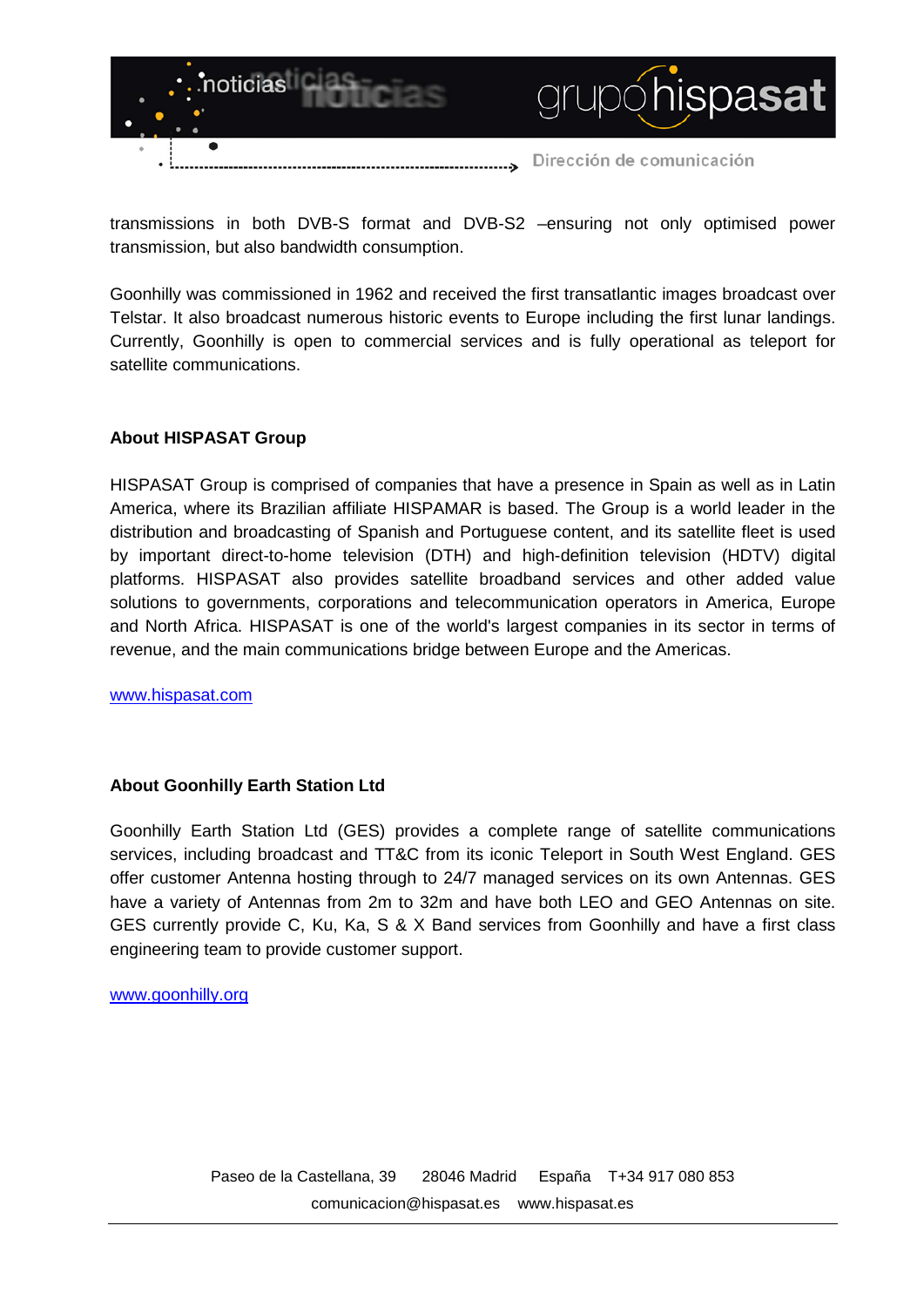transmissions in both DVB-S format and DVB-S2 –ensuring not only optimised power transmission, but also bandwidth consumption.

Goonhilly was commissioned in 1962 and received the first transatlantic images broadcast over Telstar. It also broadcast numerous historic events to Europe including the first lunar landings. Currently, Goonhilly is open to commercial services and is fully operational as teleport for satellite communications.

**About HISPASAT Group**

HISPASAT Group is comprised of companies that have a presence in Spain as well as in Latin America, where its Brazilian affiliate HISPAMAR is based. The Group is a world leader in the distribution and broadcasting of Spanish and Portuguese content, and its satellite fleet is used by important direct-to-home television (DTH) and high-definition television (HDTV) digital platforms. HISPASAT also provides satellite broadband services and other added value solutions to governments, corporations and telecommunication operators in America, Europe and North Africa. HISPASAT is one of the world's largest companies in its sector in terms of revenue, and the main communications bridge between Europe and the Americas.

www.hispasat.com

**About Goonhilly Earth Station Ltd**

Goonhilly Earth Station Ltd (GES) provides a complete range of satellite communications services, including broadcast and TT&C from its iconic Teleport in South West England. GES offer customer Antenna hosting through to 24/7 managed services on its own Antennas. GES have a variety of Antennas from 2m to 32m and have both LEO and GEO Antennas on site. GES currently provide C, Ku, Ka, S & X Band services from Goonhilly and have a first class engineering team to provide customer support.

www.goonhilly.org